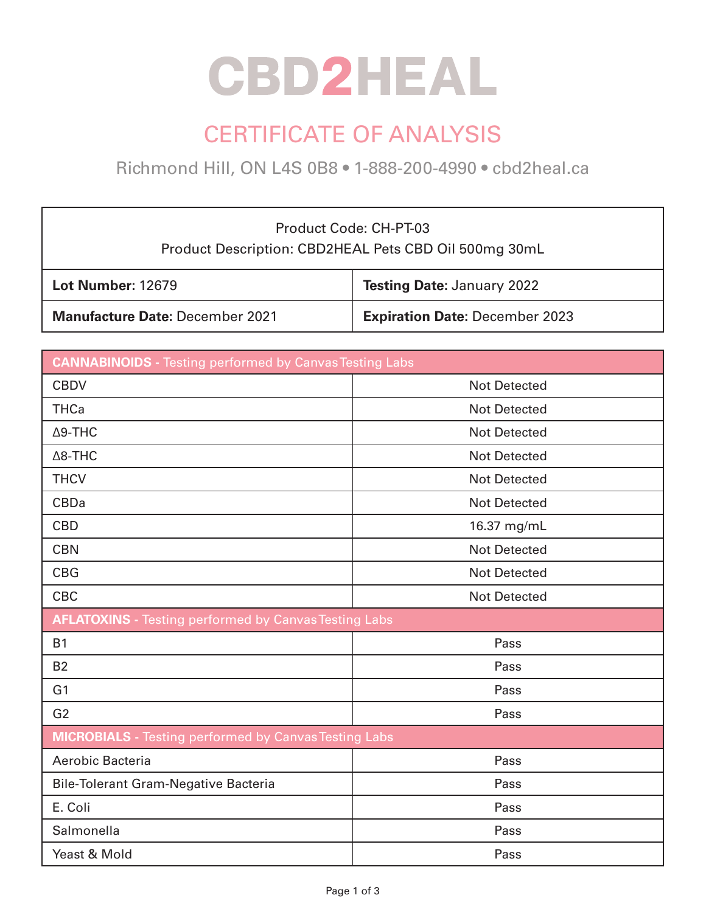# CBD2HEAL

## CERTIFICATE OF ANALYSIS

Richmond Hill, ON L4S 0B8 • 1-888-200-4990 • cbd2heal.ca

| Product Code: CH-PT-03<br>Product Description: CBD2HEAL Pets CBD Oil 500mg 30mL | |
|---|---|
| **Lot Number**: 12679 | **Testing Date**: January 2022 |
| **Manufacture Date**: December 2021 | **Expiration Date**: December 2023 |

| **CANNABINOIDS -** Testing performed by Canvas Testing Labs | |
|---|---|
| CBDV | Not Detected |
| THCa | Not Detected |
| Δ9-THC | Not Detected |
| Δ8-THC | Not Detected |
| THCV | Not Detected |
| CBDa | Not Detected |
| CBD | 16.37 mg/mL |
| CBN | Not Detected |
| CBG | Not Detected |
| CBC | Not Detected |
| **AFLATOXINS -** Testing performed by Canvas Testing Labs | |
| B1 | Pass |
| B2 | Pass |
| G1 | Pass |
| G2 | Pass |
| **MICROBIALS -** Testing performed by Canvas Testing Labs | |
| Aerobic Bacteria | Pass |
| Bile-Tolerant Gram-Negative Bacteria | Pass |
| E. Coli | Pass |
| Salmonella | Pass |
| Yeast & Mold | Pass |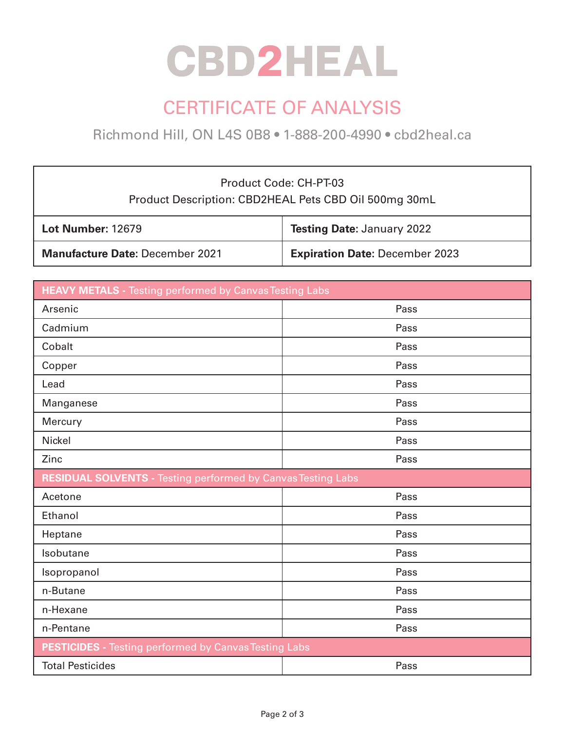# CBD2HEAL

## CERTIFICATE OF ANALYSIS

Richmond Hill, ON L4S 0B8 • 1-888-200-4990 • cbd2heal.ca

| Product Code: CH-PT-03<br>Product Description: CBD2HEAL Pets CBD Oil 500mg 30mL | |
|---|---|
| **Lot Number**: 12679 | **Testing Date**: January 2022 |
| **Manufacture Date**: December 2021 | **Expiration Date**: December 2023 |

| **HEAVY METALS -** Testing performed by Canvas Testing Labs | |
|---|---|
| Arsenic | Pass |
| Cadmium | Pass |
| Cobalt | Pass |
| Copper | Pass |
| Lead | Pass |
| Manganese | Pass |
| Mercury | Pass |
| Nickel | Pass |
| Zinc | Pass |
| **RESIDUAL SOLVENTS -** Testing performed by Canvas Testing Labs | |
| Acetone | Pass |
| Ethanol | Pass |
| Heptane | Pass |
| Isobutane | Pass |
| Isopropanol | Pass |
| n-Butane | Pass |
| n-Hexane | Pass |
| n-Pentane | Pass |
| **PESTICIDES -** Testing performed by Canvas Testing Labs | |
| Total Pesticides | Pass |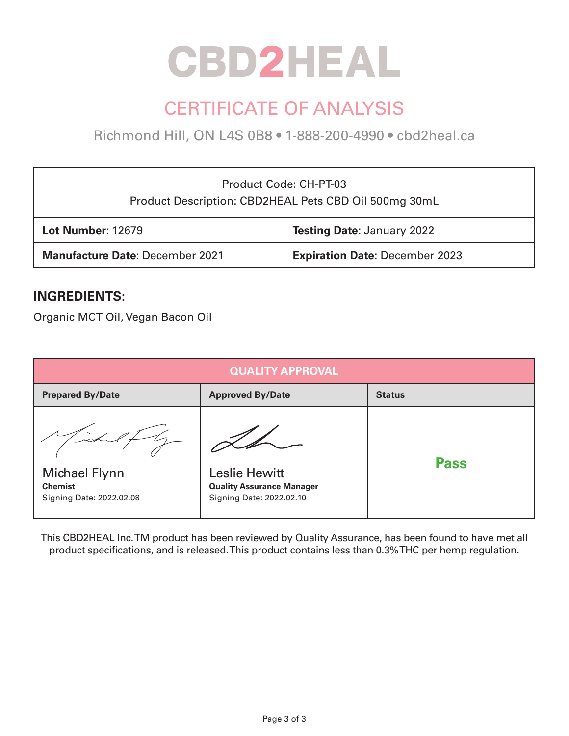# CBD2HEAL

## CERTIFICATE OF ANALYSIS

Richmond Hill, ON L4S 0B8 • 1-888-200-4990 • cbd2heal.ca

| Product Code: CH-PT-03<br>Product Description: CBD2HEAL Pets CBD Oil 500mg 30mL | |
|---|---|
| **Lot Number**: 12679 | **Testing Date**: January 2022 |
| **Manufacture Date**: December 2021 | **Expiration Date**: December 2023 |

### INGREDIENTS:

Organic MCT Oil, Vegan Bacon Oil

| QUALITY APPROVAL | | |
|---|---|---|
| **Prepared By/Date** | **Approved By/Date** | **Status** |
| Michael Flynn<br>**Chemist**<br>Signing Date: 2022.02.08 | Leslie Hewitt<br>**Quality Assurance Manager**<br>Signing Date: 2022.02.10 | **Pass** |

This CBD2HEAL Inc.TM product has been reviewed by Quality Assurance, has been found to have met all product specifications, and is released. This product contains less than 0.3% THC per hemp regulation.